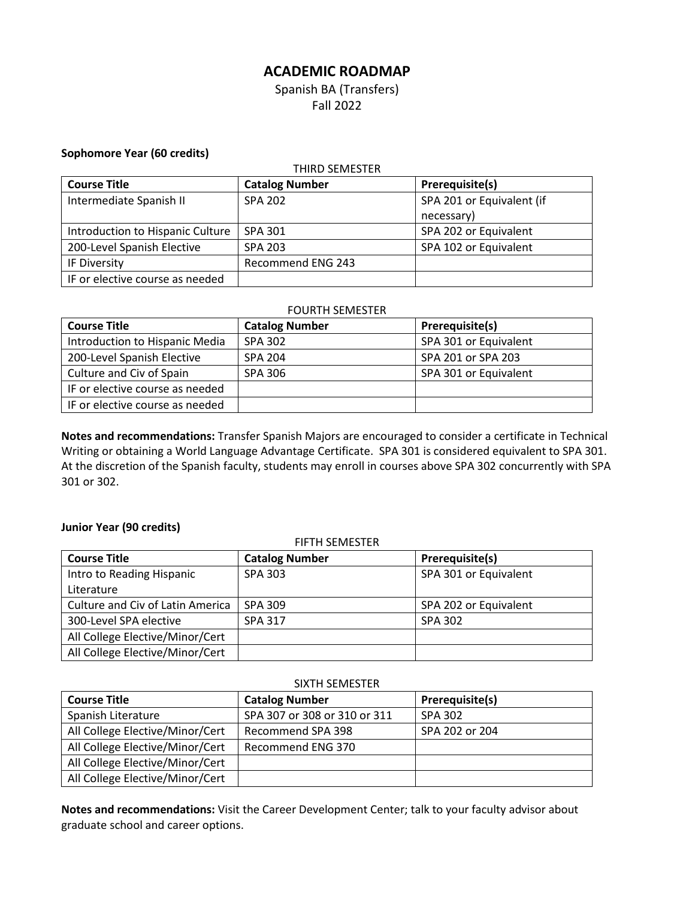# ACADEMIC ROADMAP

Spanish BA (Transfers)
Fall 2022

**Sophomore Year (60 credits)**

THIRD SEMESTER

| Course Title | Catalog Number | Prerequisite(s) |
|---|---|---|
| Intermediate Spanish II | SPA 202 | SPA 201 or Equivalent (if necessary) |
| Introduction to Hispanic Culture | SPA 301 | SPA 202 or Equivalent |
| 200-Level Spanish Elective | SPA 203 | SPA 102 or Equivalent |
| IF Diversity | Recommend ENG 243 | |
| IF or elective course as needed | | |

FOURTH SEMESTER

| Course Title | Catalog Number | Prerequisite(s) |
|---|---|---|
| Introduction to Hispanic Media | SPA 302 | SPA 301 or Equivalent |
| 200-Level Spanish Elective | SPA 204 | SPA 201 or SPA 203 |
| Culture and Civ of Spain | SPA 306 | SPA 301 or Equivalent |
| IF or elective course as needed | | |
| IF or elective course as needed | | |

**Notes and recommendations:** Transfer Spanish Majors are encouraged to consider a certificate in Technical Writing or obtaining a World Language Advantage Certificate. SPA 301 is considered equivalent to SPA 301. At the discretion of the Spanish faculty, students may enroll in courses above SPA 302 concurrently with SPA 301 or 302.

**Junior Year (90 credits)**

FIFTH SEMESTER

| Course Title | Catalog Number | Prerequisite(s) |
|---|---|---|
| Intro to Reading Hispanic Literature | SPA 303 | SPA 301 or Equivalent |
| Culture and Civ of Latin America | SPA 309 | SPA 202 or Equivalent |
| 300-Level SPA elective | SPA 317 | SPA 302 |
| All College Elective/Minor/Cert | | |
| All College Elective/Minor/Cert | | |

SIXTH SEMESTER

| Course Title | Catalog Number | Prerequisite(s) |
|---|---|---|
| Spanish Literature | SPA 307 or 308 or 310 or 311 | SPA 302 |
| All College Elective/Minor/Cert | Recommend SPA 398 | SPA 202 or 204 |
| All College Elective/Minor/Cert | Recommend ENG 370 | |
| All College Elective/Minor/Cert | | |
| All College Elective/Minor/Cert | | |

**Notes and recommendations:** Visit the Career Development Center; talk to your faculty advisor about graduate school and career options.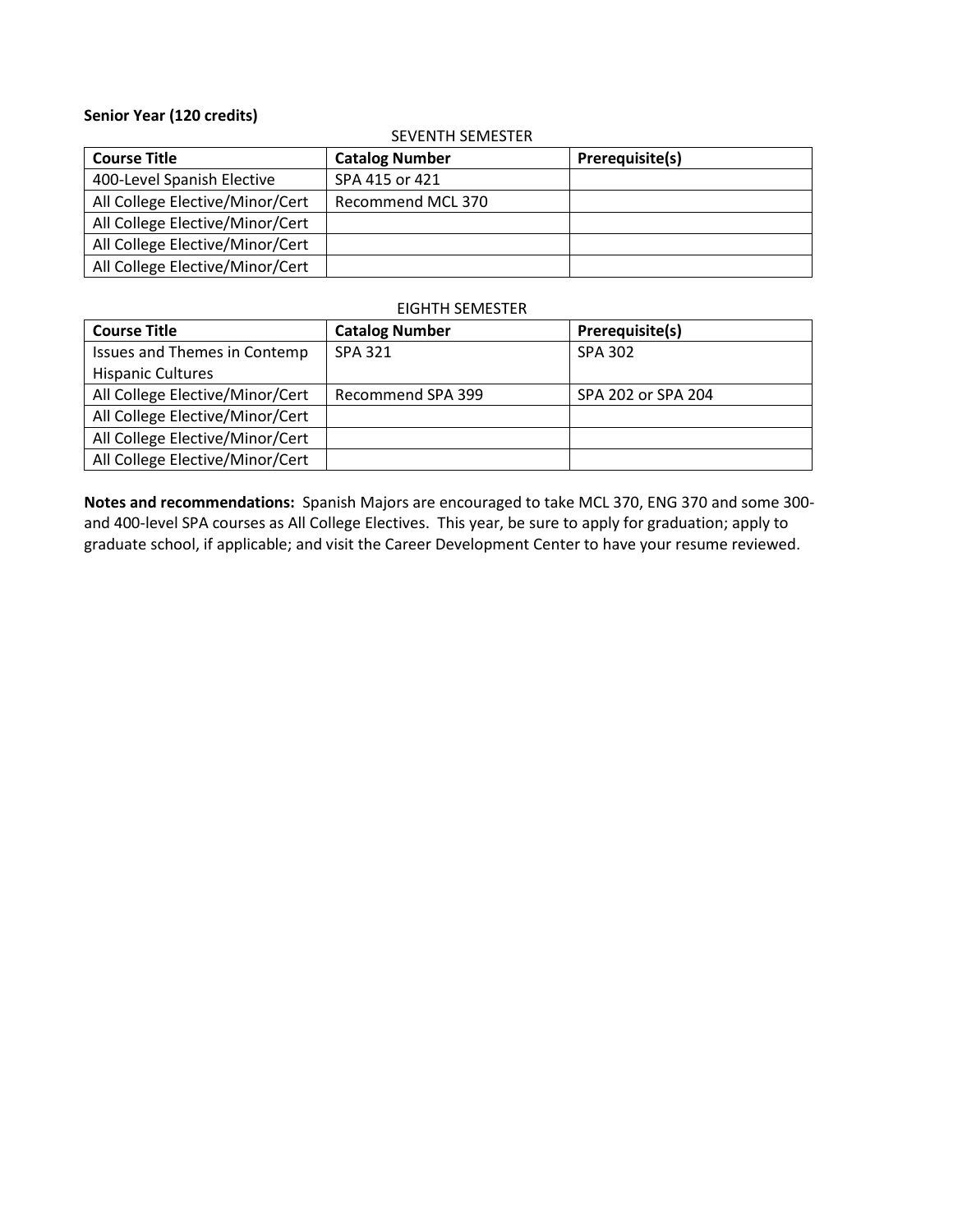**Senior Year (120 credits)**

SEVENTH SEMESTER

| Course Title | Catalog Number | Prerequisite(s) |
|---|---|---|
| 400-Level Spanish Elective | SPA 415 or 421 | |
| All College Elective/Minor/Cert | Recommend MCL 370 | |
| All College Elective/Minor/Cert | | |
| All College Elective/Minor/Cert | | |
| All College Elective/Minor/Cert | | |

EIGHTH SEMESTER

| Course Title | Catalog Number | Prerequisite(s) |
|---|---|---|
| Issues and Themes in Contemp Hispanic Cultures | SPA 321 | SPA 302 |
| All College Elective/Minor/Cert | Recommend SPA 399 | SPA 202 or SPA 204 |
| All College Elective/Minor/Cert | | |
| All College Elective/Minor/Cert | | |
| All College Elective/Minor/Cert | | |

**Notes and recommendations:** Spanish Majors are encouraged to take MCL 370, ENG 370 and some 300- and 400-level SPA courses as All College Electives. This year, be sure to apply for graduation; apply to graduate school, if applicable; and visit the Career Development Center to have your resume reviewed.